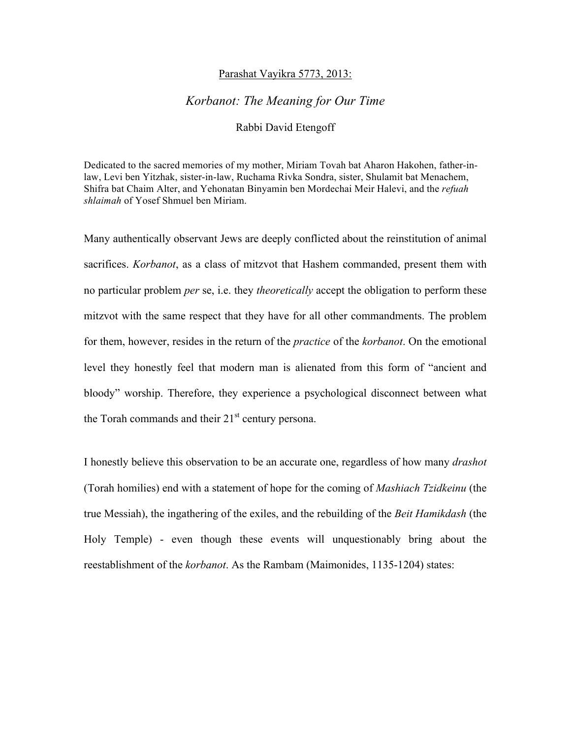Parashat Vayikra 5773, 2013:

# *Korbanot: The Meaning for Our Time*

Rabbi David Etengoff

Dedicated to the sacred memories of my mother, Miriam Tovah bat Aharon Hakohen, father-in-law, Levi ben Yitzhak, sister-in-law, Ruchama Rivka Sondra, sister, Shulamit bat Menachem, Shifra bat Chaim Alter, and Yehonatan Binyamin ben Mordechai Meir Halevi, and the *refuah shlaimah* of Yosef Shmuel ben Miriam.

Many authentically observant Jews are deeply conflicted about the reinstitution of animal sacrifices. *Korbanot*, as a class of mitzvot that Hashem commanded, present them with no particular problem *per* se, i.e. they *theoretically* accept the obligation to perform these mitzvot with the same respect that they have for all other commandments. The problem for them, however, resides in the return of the *practice* of the *korbanot*. On the emotional level they honestly feel that modern man is alienated from this form of "ancient and bloody" worship. Therefore, they experience a psychological disconnect between what the Torah commands and their 21st century persona.

I honestly believe this observation to be an accurate one, regardless of how many *drashot* (Torah homilies) end with a statement of hope for the coming of *Mashiach Tzidkeinu* (the true Messiah), the ingathering of the exiles, and the rebuilding of the *Beit Hamikdash* (the Holy Temple) - even though these events will unquestionably bring about the reestablishment of the *korbanot*. As the Rambam (Maimonides, 1135-1204) states: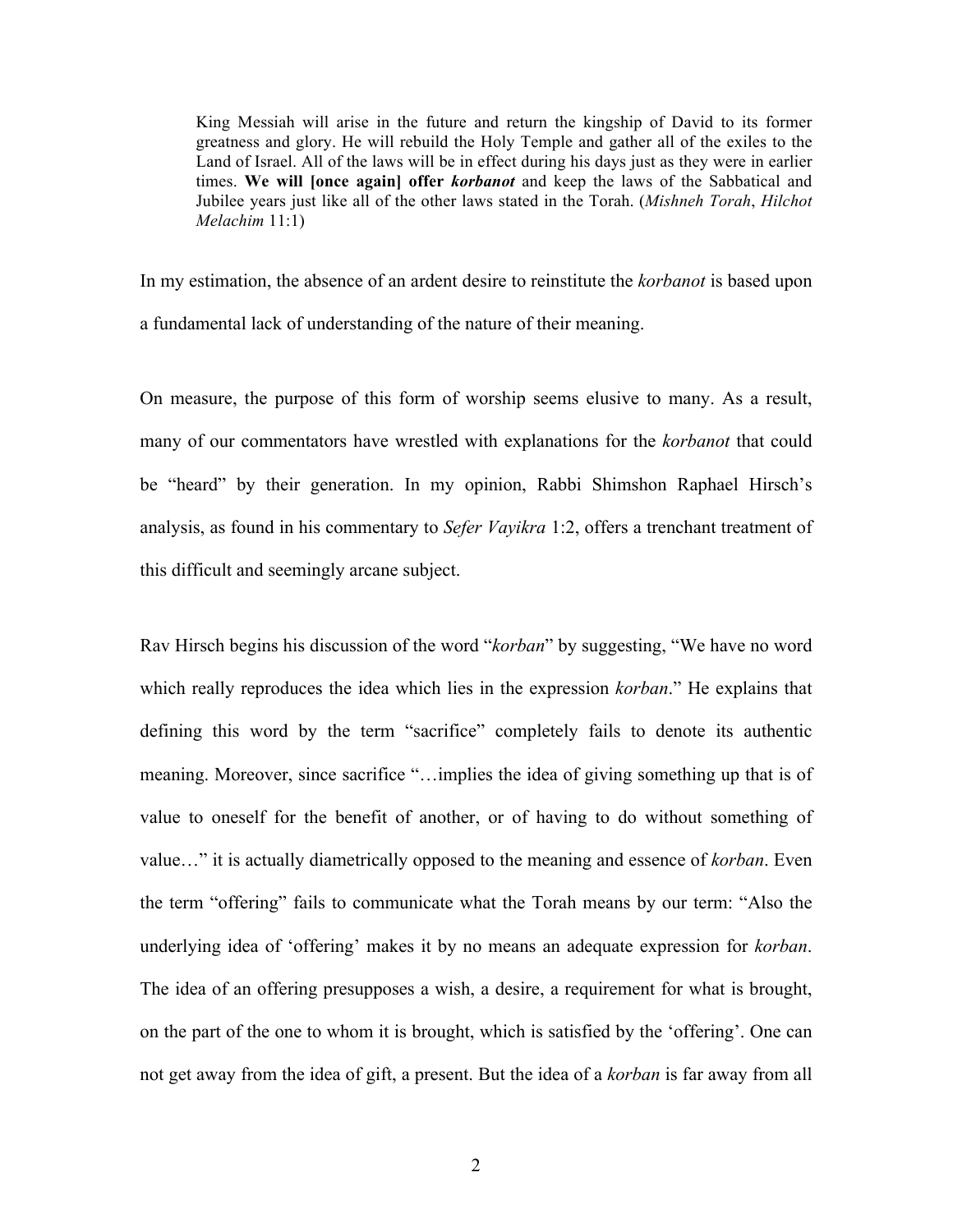> King Messiah will arise in the future and return the kingship of David to its former greatness and glory. He will rebuild the Holy Temple and gather all of the exiles to the Land of Israel. All of the laws will be in effect during his days just as they were in earlier times. **We will [once again] offer *korbanot*** and keep the laws of the Sabbatical and Jubilee years just like all of the other laws stated in the Torah. (*Mishneh Torah*, *Hilchot Melachim* 11:1)

In my estimation, the absence of an ardent desire to reinstitute the *korbanot* is based upon a fundamental lack of understanding of the nature of their meaning.

On measure, the purpose of this form of worship seems elusive to many. As a result, many of our commentators have wrestled with explanations for the *korbanot* that could be "heard" by their generation. In my opinion, Rabbi Shimshon Raphael Hirsch's analysis, as found in his commentary to *Sefer Vayikra* 1:2, offers a trenchant treatment of this difficult and seemingly arcane subject.

Rav Hirsch begins his discussion of the word "*korban*" by suggesting, "We have no word which really reproduces the idea which lies in the expression *korban*." He explains that defining this word by the term "sacrifice" completely fails to denote its authentic meaning. Moreover, since sacrifice "…implies the idea of giving something up that is of value to oneself for the benefit of another, or of having to do without something of value…" it is actually diametrically opposed to the meaning and essence of *korban*. Even the term "offering" fails to communicate what the Torah means by our term: "Also the underlying idea of 'offering' makes it by no means an adequate expression for *korban*. The idea of an offering presupposes a wish, a desire, a requirement for what is brought, on the part of the one to whom it is brought, which is satisfied by the 'offering'. One can not get away from the idea of gift, a present. But the idea of a *korban* is far away from all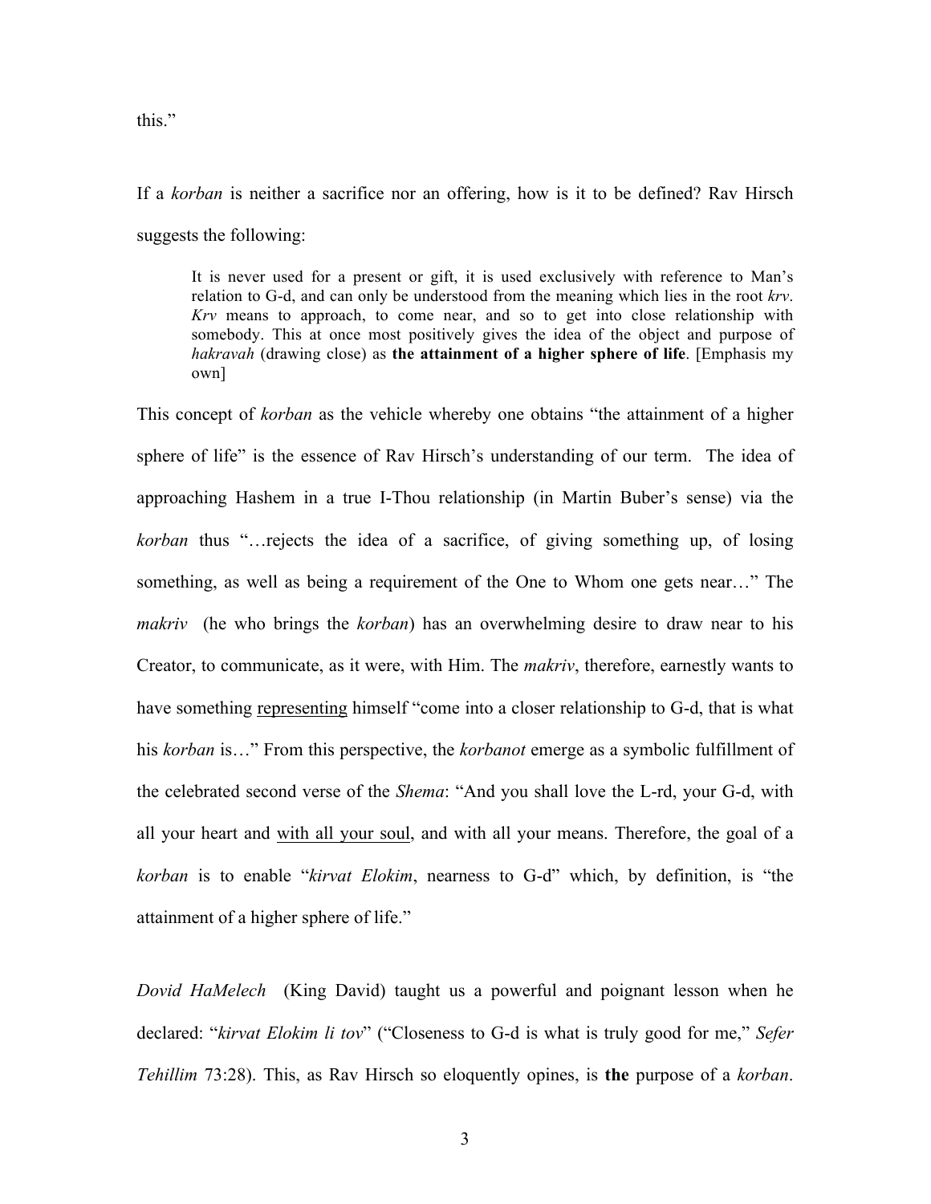this."

If a *korban* is neither a sacrifice nor an offering, how is it to be defined? Rav Hirsch suggests the following:

> It is never used for a present or gift, it is used exclusively with reference to Man's relation to G-d, and can only be understood from the meaning which lies in the root *krv*. *Krv* means to approach, to come near, and so to get into close relationship with somebody. This at once most positively gives the idea of the object and purpose of *hakravah* (drawing close) as **the attainment of a higher sphere of life**. [Emphasis my own]

This concept of *korban* as the vehicle whereby one obtains "the attainment of a higher sphere of life" is the essence of Rav Hirsch's understanding of our term. The idea of approaching Hashem in a true I-Thou relationship (in Martin Buber's sense) via the *korban* thus "…rejects the idea of a sacrifice, of giving something up, of losing something, as well as being a requirement of the One to Whom one gets near…" The *makriv* (he who brings the *korban*) has an overwhelming desire to draw near to his Creator, to communicate, as it were, with Him. The *makriv*, therefore, earnestly wants to have something <u>representing</u> himself "come into a closer relationship to G-d, that is what his *korban* is…" From this perspective, the *korbanot* emerge as a symbolic fulfillment of the celebrated second verse of the *Shema*: "And you shall love the L-rd, your G-d, with all your heart and <u>with all your soul</u>, and with all your means. Therefore, the goal of a *korban* is to enable "*kirvat Elokim*, nearness to G-d" which, by definition, is "the attainment of a higher sphere of life."

*Dovid HaMelech* (King David) taught us a powerful and poignant lesson when he declared: "*kirvat Elokim li tov*" ("Closeness to G-d is what is truly good for me," *Sefer Tehillim* 73:28). This, as Rav Hirsch so eloquently opines, is **the** purpose of a *korban*.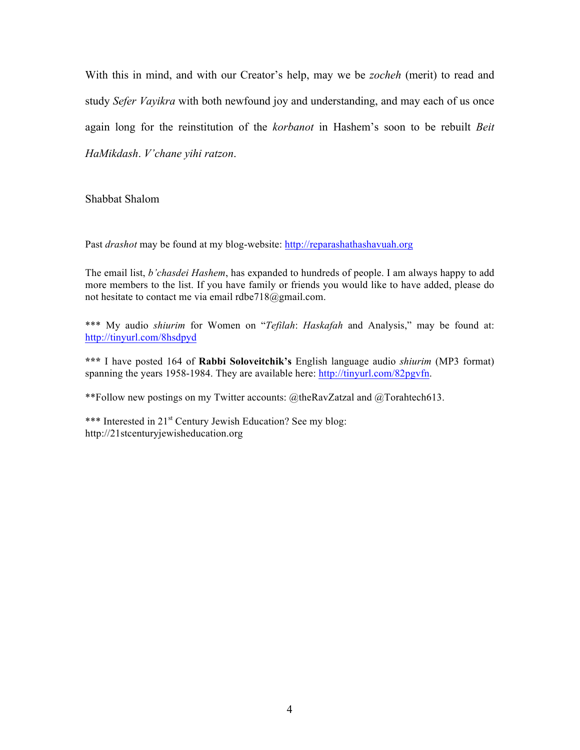With this in mind, and with our Creator's help, may we be *zocheh* (merit) to read and study *Sefer Vayikra* with both newfound joy and understanding, and may each of us once again long for the reinstitution of the *korbanot* in Hashem's soon to be rebuilt *Beit HaMikdash*. *V'chane yihi ratzon*.

Shabbat Shalom

Past *drashot* may be found at my blog-website: http://reparashathashavuah.org

The email list, *b'chasdei Hashem*, has expanded to hundreds of people. I am always happy to add more members to the list. If you have family or friends you would like to have added, please do not hesitate to contact me via email rdbe718@gmail.com.

*** My audio *shiurim* for Women on "*Tefilah*: *Haskafah* and Analysis," may be found at: http://tinyurl.com/8hsdpyd

*** I have posted 164 of **Rabbi Soloveitchik's** English language audio *shiurim* (MP3 format) spanning the years 1958-1984. They are available here: http://tinyurl.com/82pgvfn.

**Follow new postings on my Twitter accounts: @theRavZatzal and @Torahtech613.

*** Interested in 21st Century Jewish Education? See my blog: http://21stcenturyjewisheducation.org